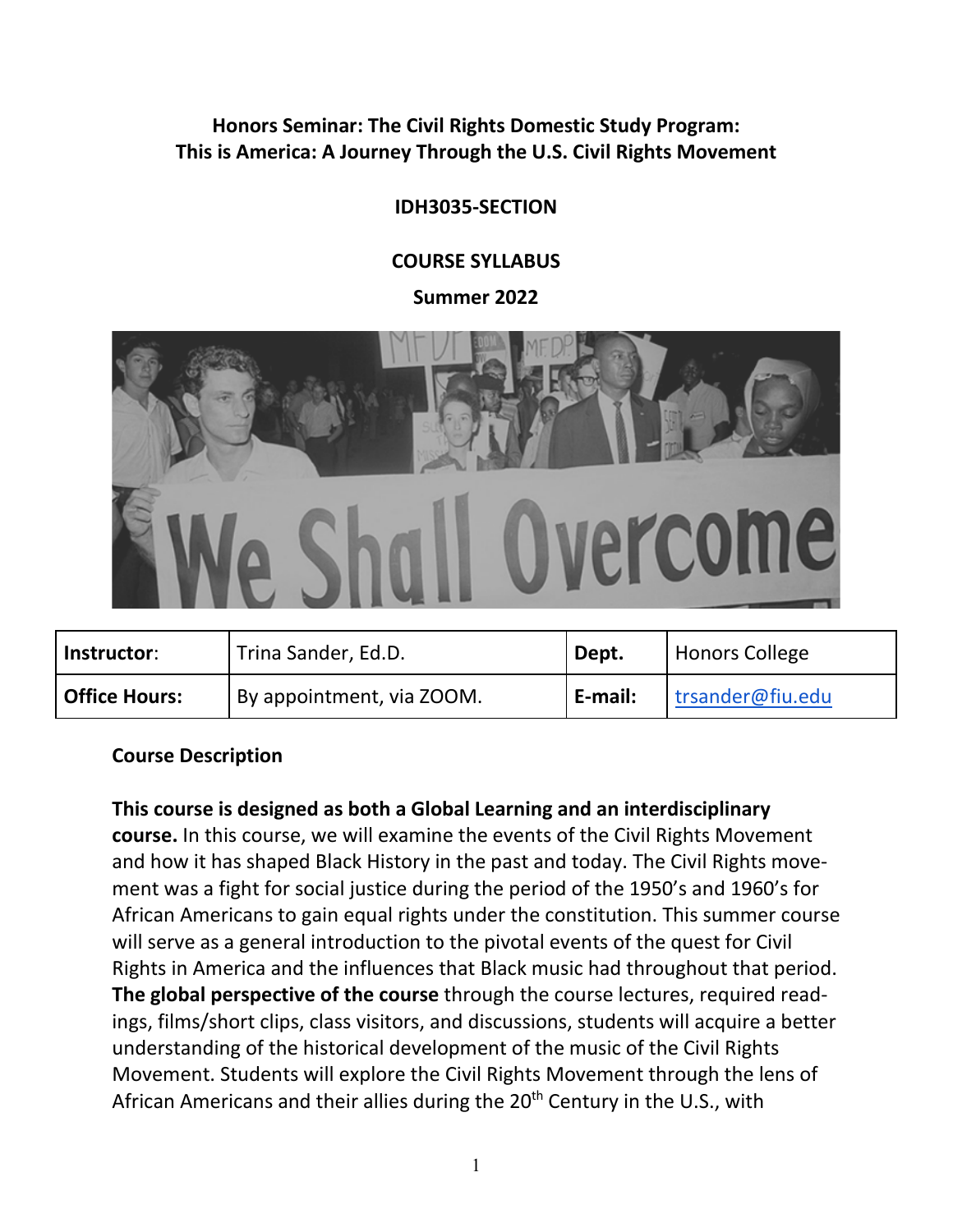# Honors Seminar: The Civil Rights Domestic Study Program: This is America: A Journey Through the U.S. Civil Rights Movement

## IDH3035-SECTION

## COURSE SYLLABUS

## Summer 2022

| **Instructor**: | Trina Sander, Ed.D. | **Dept.** | Honors College |
|---|---|---|---|
| **Office Hours:** | By appointment, via ZOOM. | **E-mail:** | trsander@fiu.edu |

### Course Description

**This course is designed as both a Global Learning and an interdisciplinary course.** In this course, we will examine the events of the Civil Rights Movement and how it has shaped Black History in the past and today. The Civil Rights movement was a fight for social justice during the period of the 1950's and 1960's for African Americans to gain equal rights under the constitution. This summer course will serve as a general introduction to the pivotal events of the quest for Civil Rights in America and the influences that Black music had throughout that period. **The global perspective of the course** through the course lectures, required readings, films/short clips, class visitors, and discussions, students will acquire a better understanding of the historical development of the music of the Civil Rights Movement. Students will explore the Civil Rights Movement through the lens of African Americans and their allies during the 20th Century in the U.S., with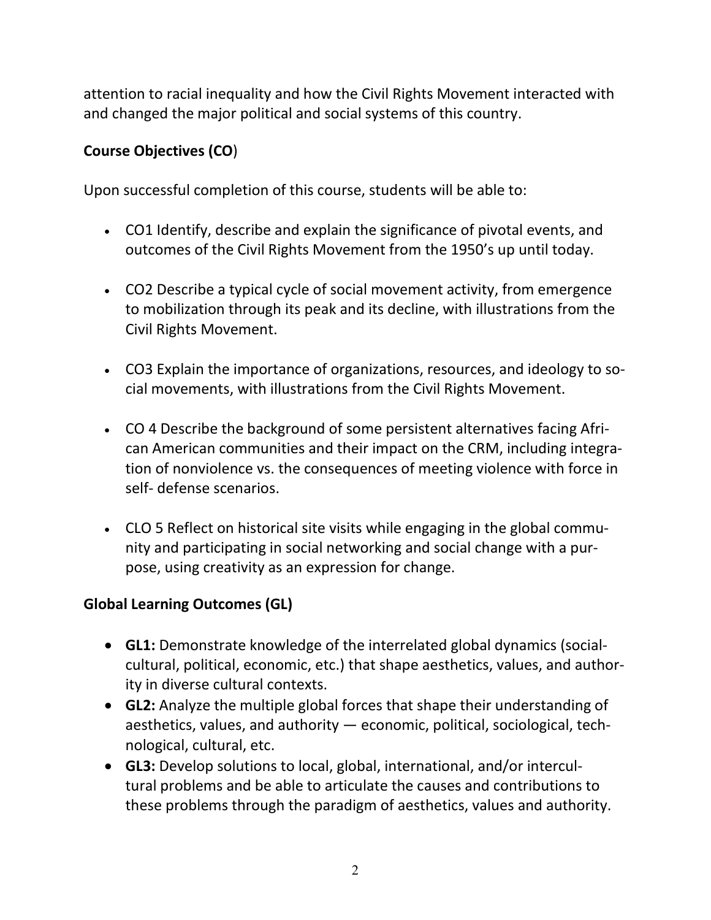attention to racial inequality and how the Civil Rights Movement interacted with and changed the major political and social systems of this country.

**Course Objectives (CO**)

Upon successful completion of this course, students will be able to:

- CO1 Identify, describe and explain the significance of pivotal events, and outcomes of the Civil Rights Movement from the 1950's up until today.
- CO2 Describe a typical cycle of social movement activity, from emergence to mobilization through its peak and its decline, with illustrations from the Civil Rights Movement.
- CO3 Explain the importance of organizations, resources, and ideology to social movements, with illustrations from the Civil Rights Movement.
- CO 4 Describe the background of some persistent alternatives facing African American communities and their impact on the CRM, including integration of nonviolence vs. the consequences of meeting violence with force in self- defense scenarios.
- CLO 5 Reflect on historical site visits while engaging in the global community and participating in social networking and social change with a purpose, using creativity as an expression for change.

**Global Learning Outcomes (GL)**

- **GL1:** Demonstrate knowledge of the interrelated global dynamics (social-cultural, political, economic, etc.) that shape aesthetics, values, and authority in diverse cultural contexts.
- **GL2:** Analyze the multiple global forces that shape their understanding of aesthetics, values, and authority — economic, political, sociological, technological, cultural, etc.
- **GL3:** Develop solutions to local, global, international, and/or intercultural problems and be able to articulate the causes and contributions to these problems through the paradigm of aesthetics, values and authority.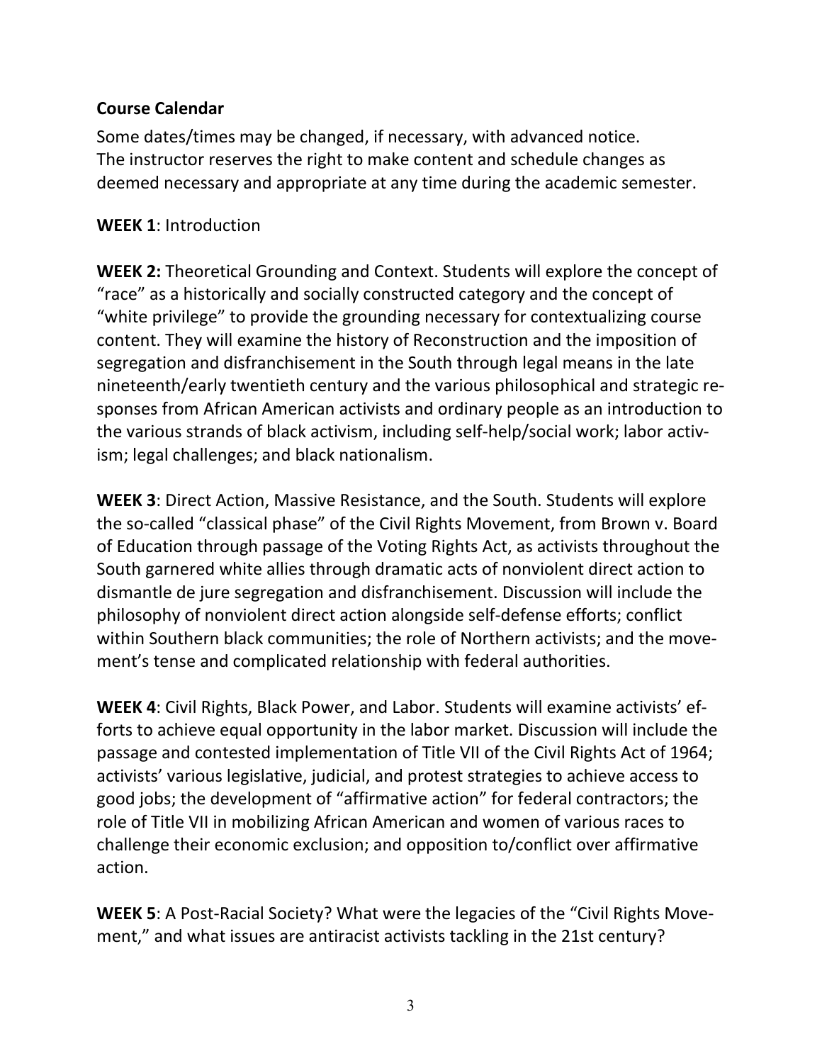**Course Calendar**

Some dates/times may be changed, if necessary, with advanced notice.
The instructor reserves the right to make content and schedule changes as deemed necessary and appropriate at any time during the academic semester.

**WEEK 1**: Introduction

**WEEK 2:** Theoretical Grounding and Context. Students will explore the concept of "race" as a historically and socially constructed category and the concept of "white privilege" to provide the grounding necessary for contextualizing course content. They will examine the history of Reconstruction and the imposition of segregation and disfranchisement in the South through legal means in the late nineteenth/early twentieth century and the various philosophical and strategic responses from African American activists and ordinary people as an introduction to the various strands of black activism, including self-help/social work; labor activism; legal challenges; and black nationalism.

**WEEK 3**: Direct Action, Massive Resistance, and the South. Students will explore the so-called "classical phase" of the Civil Rights Movement, from Brown v. Board of Education through passage of the Voting Rights Act, as activists throughout the South garnered white allies through dramatic acts of nonviolent direct action to dismantle de jure segregation and disfranchisement. Discussion will include the philosophy of nonviolent direct action alongside self-defense efforts; conflict within Southern black communities; the role of Northern activists; and the movement's tense and complicated relationship with federal authorities.

**WEEK 4**: Civil Rights, Black Power, and Labor. Students will examine activists' efforts to achieve equal opportunity in the labor market. Discussion will include the passage and contested implementation of Title VII of the Civil Rights Act of 1964; activists' various legislative, judicial, and protest strategies to achieve access to good jobs; the development of "affirmative action" for federal contractors; the role of Title VII in mobilizing African American and women of various races to challenge their economic exclusion; and opposition to/conflict over affirmative action.

**WEEK 5**: A Post-Racial Society? What were the legacies of the "Civil Rights Movement," and what issues are antiracist activists tackling in the 21st century?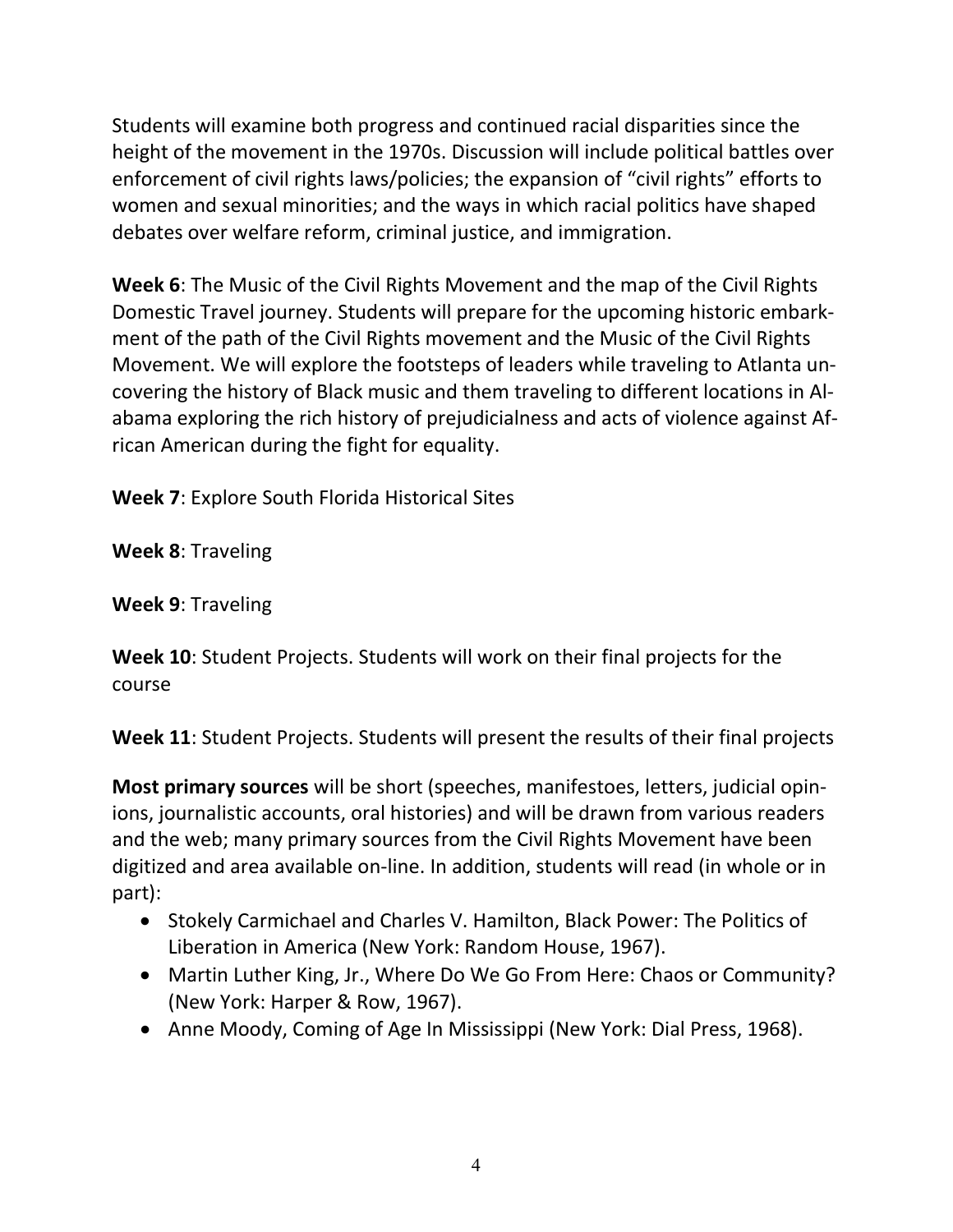Students will examine both progress and continued racial disparities since the height of the movement in the 1970s. Discussion will include political battles over enforcement of civil rights laws/policies; the expansion of "civil rights" efforts to women and sexual minorities; and the ways in which racial politics have shaped debates over welfare reform, criminal justice, and immigration.

**Week 6**: The Music of the Civil Rights Movement and the map of the Civil Rights Domestic Travel journey. Students will prepare for the upcoming historic embarkment of the path of the Civil Rights movement and the Music of the Civil Rights Movement. We will explore the footsteps of leaders while traveling to Atlanta uncovering the history of Black music and them traveling to different locations in Alabama exploring the rich history of prejudicialness and acts of violence against African American during the fight for equality.

**Week 7**: Explore South Florida Historical Sites

**Week 8**: Traveling

**Week 9**: Traveling

**Week 10**: Student Projects. Students will work on their final projects for the course

**Week 11**: Student Projects. Students will present the results of their final projects

**Most primary sources** will be short (speeches, manifestoes, letters, judicial opinions, journalistic accounts, oral histories) and will be drawn from various readers and the web; many primary sources from the Civil Rights Movement have been digitized and area available on-line. In addition, students will read (in whole or in part):

- Stokely Carmichael and Charles V. Hamilton, Black Power: The Politics of Liberation in America (New York: Random House, 1967).
- Martin Luther King, Jr., Where Do We Go From Here: Chaos or Community? (New York: Harper & Row, 1967).
- Anne Moody, Coming of Age In Mississippi (New York: Dial Press, 1968).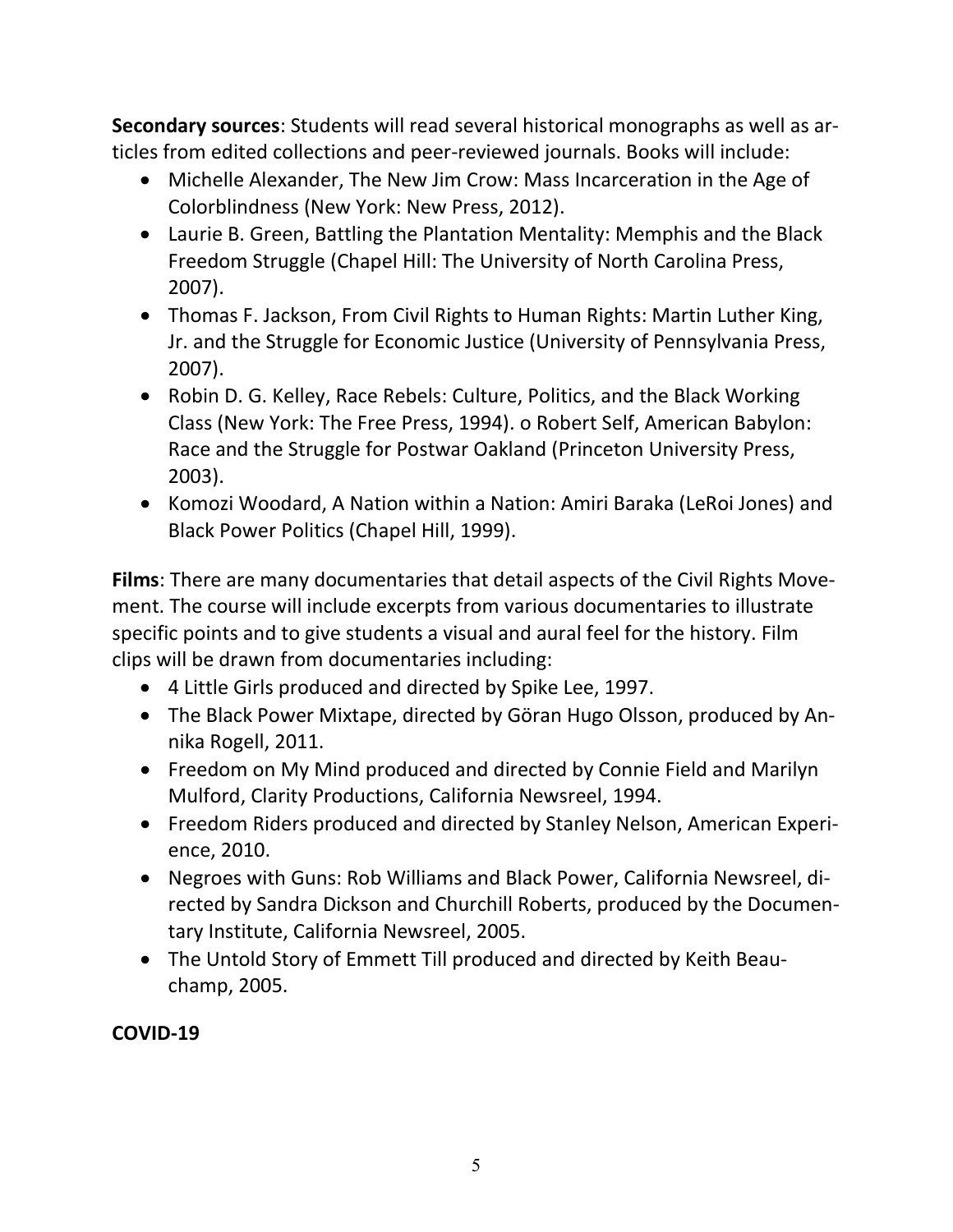**Secondary sources**: Students will read several historical monographs as well as articles from edited collections and peer-reviewed journals. Books will include:

- Michelle Alexander, The New Jim Crow: Mass Incarceration in the Age of Colorblindness (New York: New Press, 2012).
- Laurie B. Green, Battling the Plantation Mentality: Memphis and the Black Freedom Struggle (Chapel Hill: The University of North Carolina Press, 2007).
- Thomas F. Jackson, From Civil Rights to Human Rights: Martin Luther King, Jr. and the Struggle for Economic Justice (University of Pennsylvania Press, 2007).
- Robin D. G. Kelley, Race Rebels: Culture, Politics, and the Black Working Class (New York: The Free Press, 1994). o Robert Self, American Babylon: Race and the Struggle for Postwar Oakland (Princeton University Press, 2003).
- Komozi Woodard, A Nation within a Nation: Amiri Baraka (LeRoi Jones) and Black Power Politics (Chapel Hill, 1999).

**Films**: There are many documentaries that detail aspects of the Civil Rights Movement. The course will include excerpts from various documentaries to illustrate specific points and to give students a visual and aural feel for the history. Film clips will be drawn from documentaries including:

- 4 Little Girls produced and directed by Spike Lee, 1997.
- The Black Power Mixtape, directed by Göran Hugo Olsson, produced by Annika Rogell, 2011.
- Freedom on My Mind produced and directed by Connie Field and Marilyn Mulford, Clarity Productions, California Newsreel, 1994.
- Freedom Riders produced and directed by Stanley Nelson, American Experience, 2010.
- Negroes with Guns: Rob Williams and Black Power, California Newsreel, directed by Sandra Dickson and Churchill Roberts, produced by the Documentary Institute, California Newsreel, 2005.
- The Untold Story of Emmett Till produced and directed by Keith Beauchamp, 2005.

**COVID-19**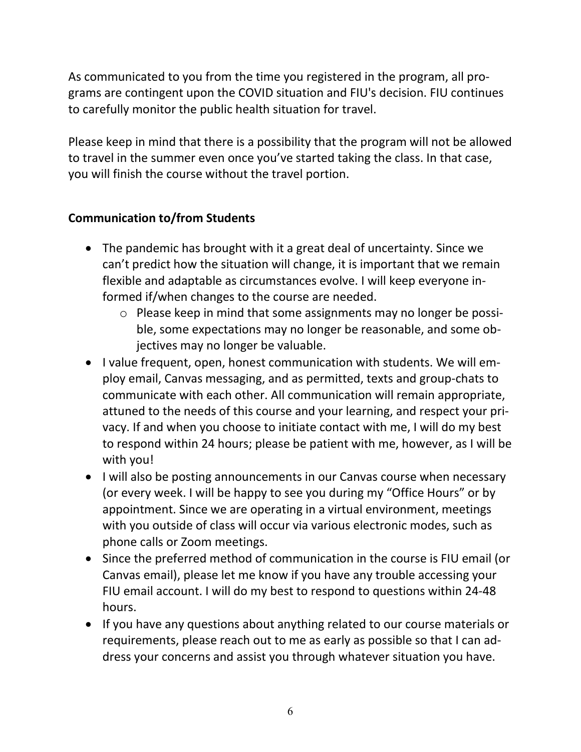As communicated to you from the time you registered in the program, all programs are contingent upon the COVID situation and FIU's decision. FIU continues to carefully monitor the public health situation for travel.

Please keep in mind that there is a possibility that the program will not be allowed to travel in the summer even once you've started taking the class. In that case, you will finish the course without the travel portion.

**Communication to/from Students**

- The pandemic has brought with it a great deal of uncertainty. Since we can't predict how the situation will change, it is important that we remain flexible and adaptable as circumstances evolve. I will keep everyone informed if/when changes to the course are needed.
    - Please keep in mind that some assignments may no longer be possible, some expectations may no longer be reasonable, and some objectives may no longer be valuable.
- I value frequent, open, honest communication with students. We will employ email, Canvas messaging, and as permitted, texts and group-chats to communicate with each other. All communication will remain appropriate, attuned to the needs of this course and your learning, and respect your privacy. If and when you choose to initiate contact with me, I will do my best to respond within 24 hours; please be patient with me, however, as I will be with you!
- I will also be posting announcements in our Canvas course when necessary (or every week. I will be happy to see you during my "Office Hours" or by appointment. Since we are operating in a virtual environment, meetings with you outside of class will occur via various electronic modes, such as phone calls or Zoom meetings.
- Since the preferred method of communication in the course is FIU email (or Canvas email), please let me know if you have any trouble accessing your FIU email account. I will do my best to respond to questions within 24-48 hours.
- If you have any questions about anything related to our course materials or requirements, please reach out to me as early as possible so that I can address your concerns and assist you through whatever situation you have.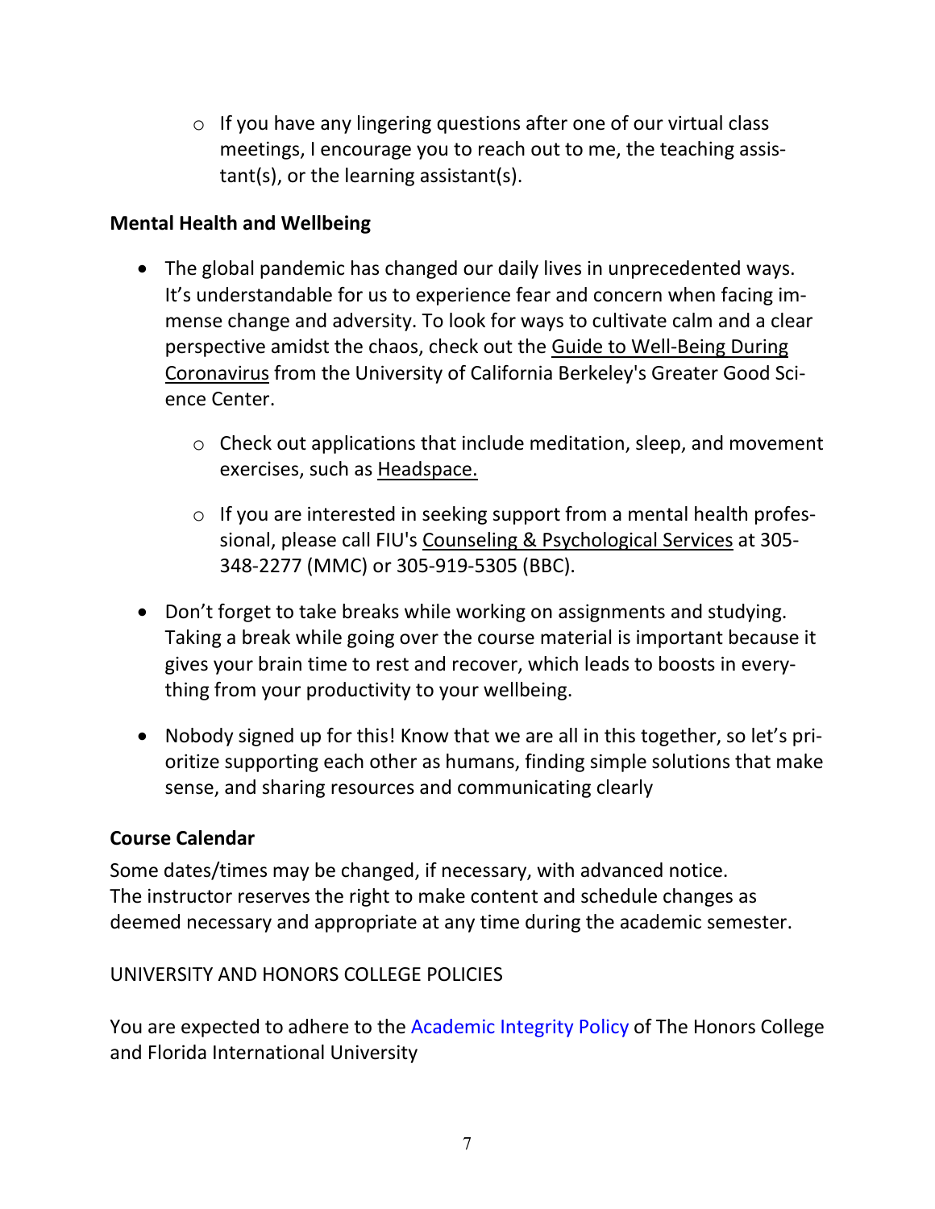- If you have any lingering questions after one of our virtual class meetings, I encourage you to reach out to me, the teaching assistant(s), or the learning assistant(s).

**Mental Health and Wellbeing**

- The global pandemic has changed our daily lives in unprecedented ways. It's understandable for us to experience fear and concern when facing immense change and adversity. To look for ways to cultivate calm and a clear perspective amidst the chaos, check out the Guide to Well-Being During Coronavirus from the University of California Berkeley's Greater Good Science Center.
  - Check out applications that include meditation, sleep, and movement exercises, such as Headspace.
  - If you are interested in seeking support from a mental health professional, please call FIU's Counseling & Psychological Services at 305-348-2277 (MMC) or 305-919-5305 (BBC).
- Don't forget to take breaks while working on assignments and studying. Taking a break while going over the course material is important because it gives your brain time to rest and recover, which leads to boosts in everything from your productivity to your wellbeing.
- Nobody signed up for this! Know that we are all in this together, so let's prioritize supporting each other as humans, finding simple solutions that make sense, and sharing resources and communicating clearly

**Course Calendar**

Some dates/times may be changed, if necessary, with advanced notice.
The instructor reserves the right to make content and schedule changes as deemed necessary and appropriate at any time during the academic semester.

UNIVERSITY AND HONORS COLLEGE POLICIES

You are expected to adhere to the Academic Integrity Policy of The Honors College and Florida International University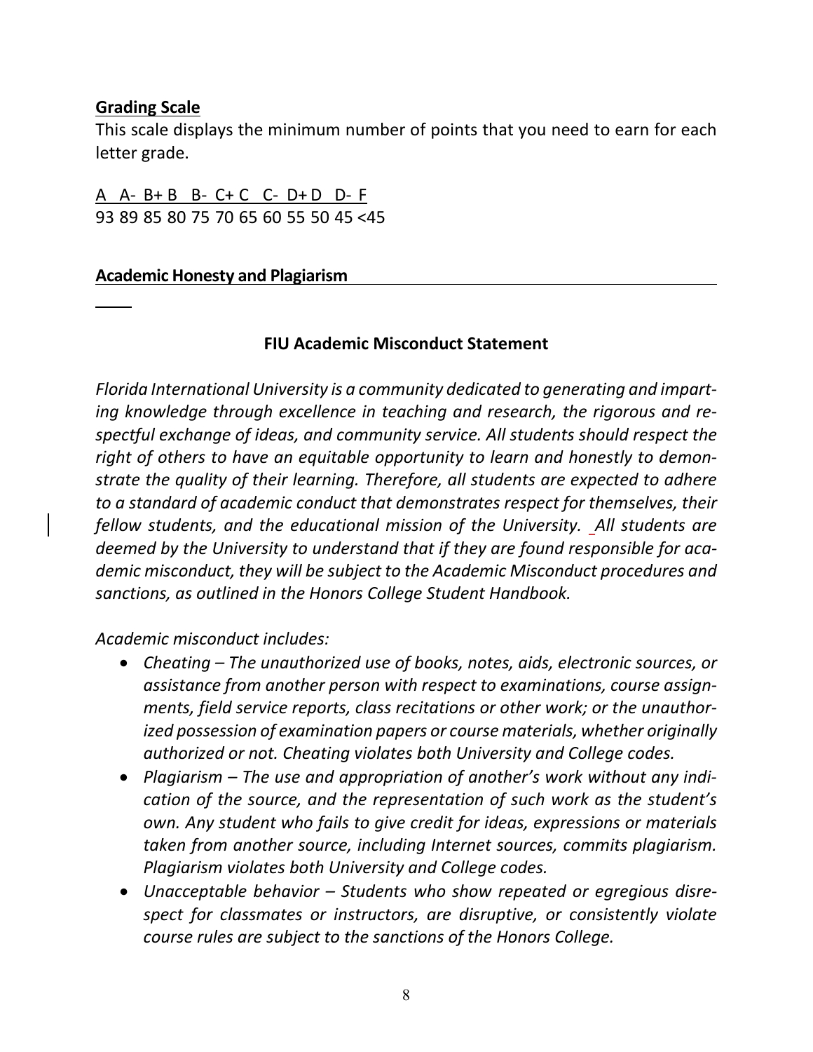## Grading Scale

This scale displays the minimum number of points that you need to earn for each letter grade.

| A | A- | B+ | B | B- | C+ | C | C- | D+ | D | D- | F |
|---|---|---|---|---|---|---|---|---|---|---|---|
| 93 | 89 | 85 | 80 | 75 | 70 | 65 | 60 | 55 | 50 | 45 | <45 |

## Academic Honesty and Plagiarism

### FIU Academic Misconduct Statement

*Florida International University is a community dedicated to generating and imparting knowledge through excellence in teaching and research, the rigorous and respectful exchange of ideas, and community service. All students should respect the right of others to have an equitable opportunity to learn and honestly to demonstrate the quality of their learning. Therefore, all students are expected to adhere to a standard of academic conduct that demonstrates respect for themselves, their fellow students, and the educational mission of the University. All students are deemed by the University to understand that if they are found responsible for academic misconduct, they will be subject to the Academic Misconduct procedures and sanctions, as outlined in the Honors College Student Handbook.*

*Academic misconduct includes:*

- *Cheating – The unauthorized use of books, notes, aids, electronic sources, or assistance from another person with respect to examinations, course assignments, field service reports, class recitations or other work; or the unauthorized possession of examination papers or course materials, whether originally authorized or not. Cheating violates both University and College codes.*
- *Plagiarism – The use and appropriation of another's work without any indication of the source, and the representation of such work as the student's own. Any student who fails to give credit for ideas, expressions or materials taken from another source, including Internet sources, commits plagiarism. Plagiarism violates both University and College codes.*
- *Unacceptable behavior – Students who show repeated or egregious disrespect for classmates or instructors, are disruptive, or consistently violate course rules are subject to the sanctions of the Honors College.*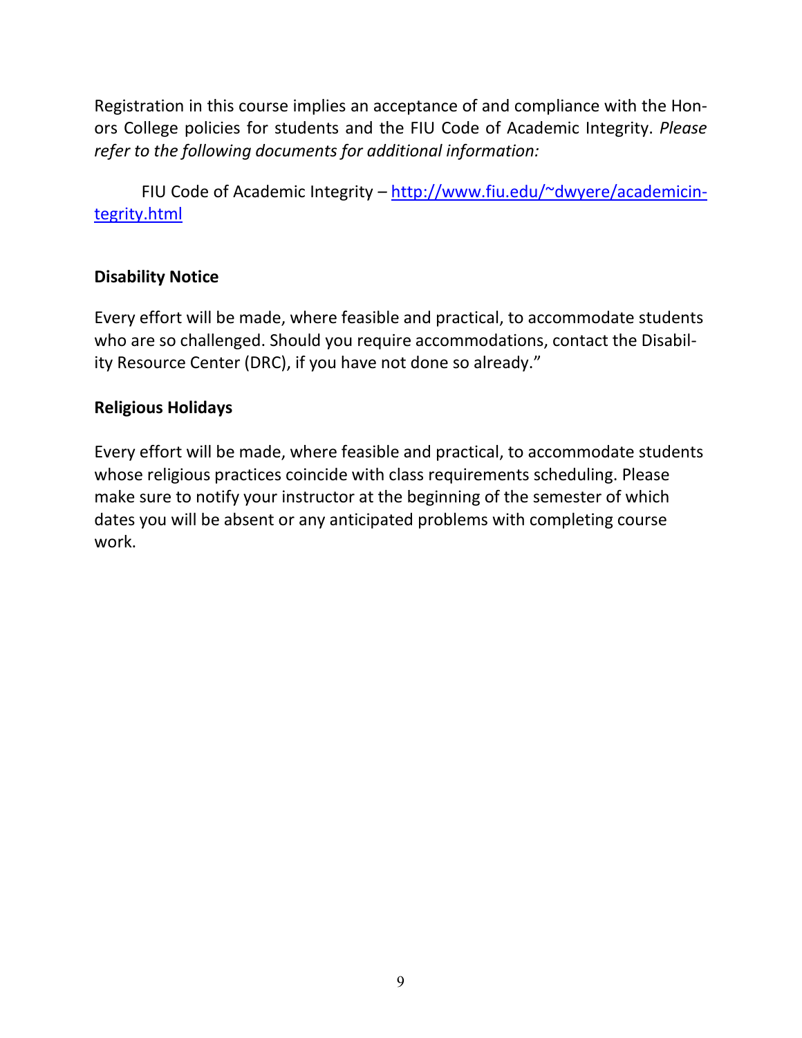Registration in this course implies an acceptance of and compliance with the Honors College policies for students and the FIU Code of Academic Integrity. *Please refer to the following documents for additional information:*

FIU Code of Academic Integrity – [http://www.fiu.edu/~dwyere/academicintegrity.html](http://www.fiu.edu/~dwyere/academicintegrity.html)

**Disability Notice**

Every effort will be made, where feasible and practical, to accommodate students who are so challenged. Should you require accommodations, contact the Disability Resource Center (DRC), if you have not done so already."

**Religious Holidays**

Every effort will be made, where feasible and practical, to accommodate students whose religious practices coincide with class requirements scheduling. Please make sure to notify your instructor at the beginning of the semester of which dates you will be absent or any anticipated problems with completing course work.